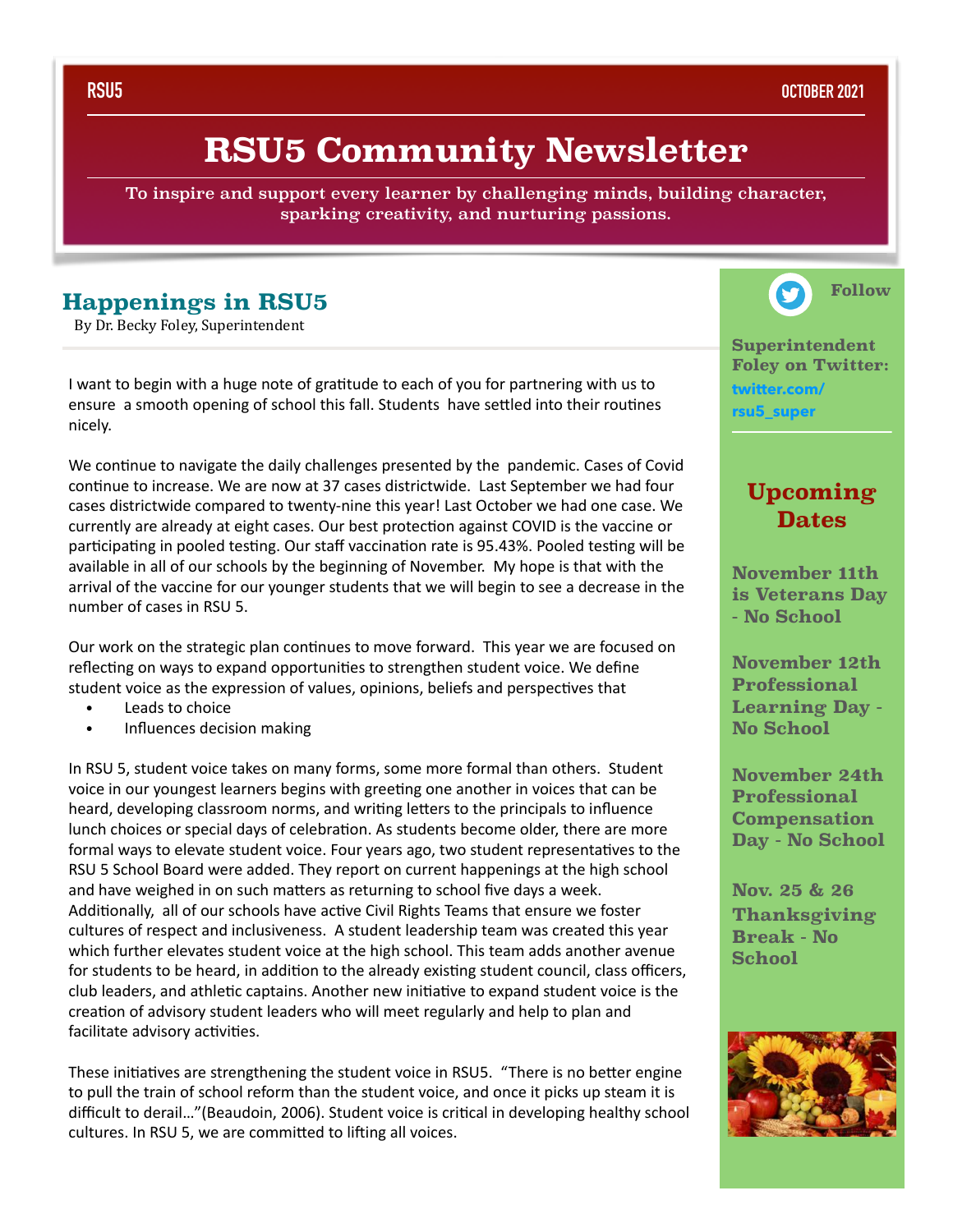RSU5 OCTOBER 2021

# RSU5 Community Newsletter

To inspire and support every learner by challenging minds, building character, sparking creativity, and nurturing passions.

## Happenings in RSU5

By Dr. Becky Foley, Superintendent

I want to begin with a huge note of gratitude to each of you for partnering with us to ensure a smooth opening of school this fall. Students have settled into their routines nicely.

We continue to navigate the daily challenges presented by the pandemic. Cases of Covid continue to increase. We are now at 37 cases districtwide. Last September we had four cases districtwide compared to twenty-nine this year! Last October we had one case. We currently are already at eight cases. Our best protection against COVID is the vaccine or participating in pooled testing. Our staff vaccination rate is 95.43%. Pooled testing will be available in all of our schools by the beginning of November. My hope is that with the arrival of the vaccine for our younger students that we will begin to see a decrease in the number of cases in RSU 5.

Our work on the strategic plan continues to move forward. This year we are focused on reflecting on ways to expand opportunities to strengthen student voice. We define student voice as the expression of values, opinions, beliefs and perspectives that

- Leads to choice
- Influences decision making

In RSU 5, student voice takes on many forms, some more formal than others. Student voice in our youngest learners begins with greeting one another in voices that can be heard, developing classroom norms, and writing letters to the principals to influence lunch choices or special days of celebration. As students become older, there are more formal ways to elevate student voice. Four years ago, two student representatives to the RSU 5 School Board were added. They report on current happenings at the high school and have weighed in on such matters as returning to school five days a week. Additionally, all of our schools have active Civil Rights Teams that ensure we foster cultures of respect and inclusiveness. A student leadership team was created this year which further elevates student voice at the high school. This team adds another avenue for students to be heard, in addition to the already existing student council, class officers, club leaders, and athletic captains. Another new initiative to expand student voice is the creation of advisory student leaders who will meet regularly and help to plan and facilitate advisory activities.

These initiatives are strengthening the student voice in RSU5. "There is no better engine to pull the train of school reform than the student voice, and once it picks up steam it is difficult to derail…"(Beaudoin, 2006). Student voice is critical in developing healthy school cultures. In RSU 5, we are committed to lifting all voices.

---

**Follow**

**Superintendent Foley on Twitter:** twitter.com/rsu5_super

## Upcoming Dates

**November 11th is Veterans Day - No School**

**November 12th Professional Learning Day - No School**

**November 24th Professional Compensation Day - No School**

**Nov. 25 & 26 Thanksgiving Break - No School**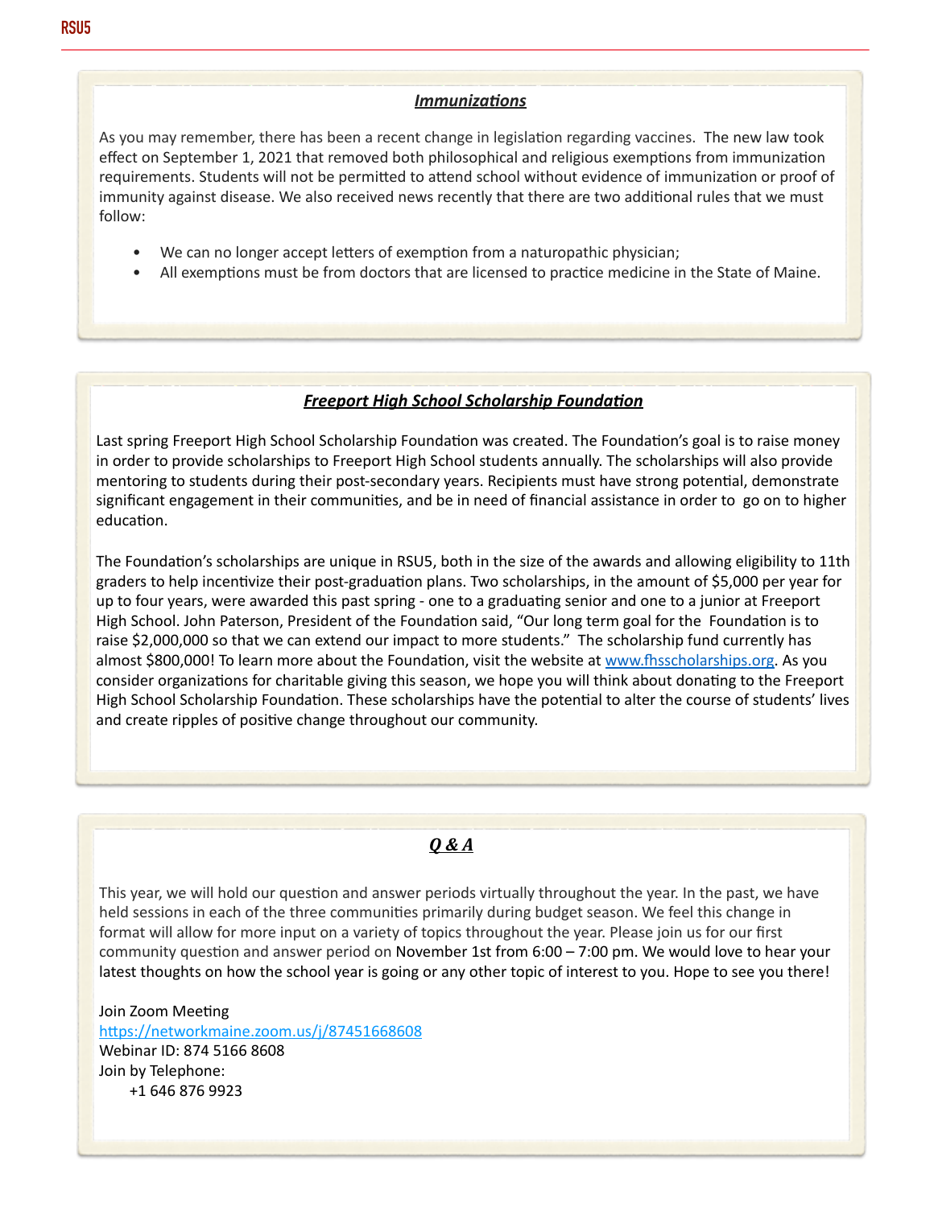## *Immunizations*

As you may remember, there has been a recent change in legislation regarding vaccines. The new law took effect on September 1, 2021 that removed both philosophical and religious exemptions from immunization requirements. Students will not be permitted to attend school without evidence of immunization or proof of immunity against disease. We also received news recently that there are two additional rules that we must follow:

- We can no longer accept letters of exemption from a naturopathic physician;
- All exemptions must be from doctors that are licensed to practice medicine in the State of Maine.

## *Freeport High School Scholarship Foundation*

Last spring Freeport High School Scholarship Foundation was created. The Foundation's goal is to raise money in order to provide scholarships to Freeport High School students annually. The scholarships will also provide mentoring to students during their post-secondary years. Recipients must have strong potential, demonstrate significant engagement in their communities, and be in need of financial assistance in order to go on to higher education.

The Foundation's scholarships are unique in RSU5, both in the size of the awards and allowing eligibility to 11th graders to help incentivize their post-graduation plans. Two scholarships, in the amount of $5,000 per year for up to four years, were awarded this past spring - one to a graduating senior and one to a junior at Freeport High School. John Paterson, President of the Foundation said, "Our long term goal for the Foundation is to raise $2,000,000 so that we can extend our impact to more students." The scholarship fund currently has almost $800,000! To learn more about the Foundation, visit the website at [www.fhsscholarships.org](http://www.fhsscholarships.org). As you consider organizations for charitable giving this season, we hope you will think about donating to the Freeport High School Scholarship Foundation. These scholarships have the potential to alter the course of students' lives and create ripples of positive change throughout our community.

## *Q & A*

This year, we will hold our question and answer periods virtually throughout the year. In the past, we have held sessions in each of the three communities primarily during budget season. We feel this change in format will allow for more input on a variety of topics throughout the year. Please join us for our first community question and answer period on November 1st from 6:00 – 7:00 pm. We would love to hear your latest thoughts on how the school year is going or any other topic of interest to you. Hope to see you there!

Join Zoom Meeting
[https://networkmaine.zoom.us/j/87451668608](https://networkmaine.zoom.us/j/87451668608)
Webinar ID: 874 5166 8608
Join by Telephone:
+1 646 876 9923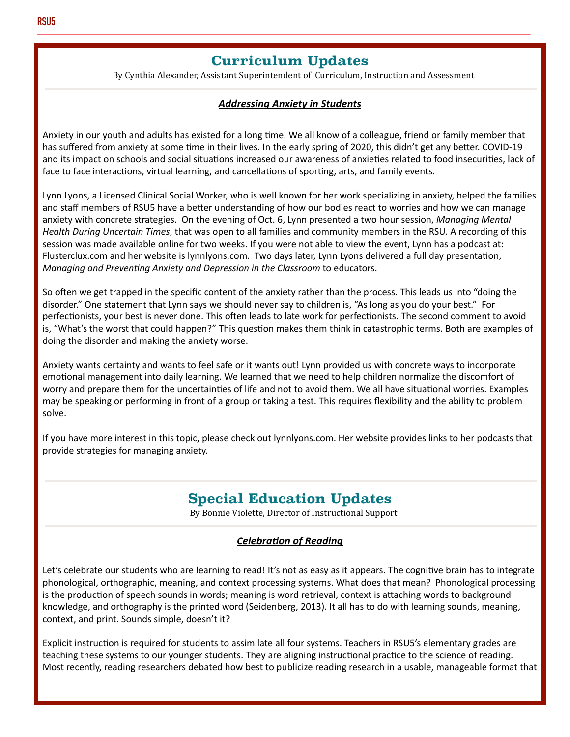## Curriculum Updates

By Cynthia Alexander, Assistant Superintendent of Curriculum, Instruction and Assessment

### ***Addressing Anxiety in Students***

Anxiety in our youth and adults has existed for a long time. We all know of a colleague, friend or family member that has suffered from anxiety at some time in their lives. In the early spring of 2020, this didn't get any better. COVID-19 and its impact on schools and social situations increased our awareness of anxieties related to food insecurities, lack of face to face interactions, virtual learning, and cancellations of sporting, arts, and family events.

Lynn Lyons, a Licensed Clinical Social Worker, who is well known for her work specializing in anxiety, helped the families and staff members of RSU5 have a better understanding of how our bodies react to worries and how we can manage anxiety with concrete strategies. On the evening of Oct. 6, Lynn presented a two hour session, *Managing Mental Health During Uncertain Times*, that was open to all families and community members in the RSU. A recording of this session was made available online for two weeks. If you were not able to view the event, Lynn has a podcast at: Flusterclux.com and her website is lynnlyons.com. Two days later, Lynn Lyons delivered a full day presentation, *Managing and Preventing Anxiety and Depression in the Classroom* to educators.

So often we get trapped in the specific content of the anxiety rather than the process. This leads us into "doing the disorder." One statement that Lynn says we should never say to children is, "As long as you do your best." For perfectionists, your best is never done. This often leads to late work for perfectionists. The second comment to avoid is, "What's the worst that could happen?" This question makes them think in catastrophic terms. Both are examples of doing the disorder and making the anxiety worse.

Anxiety wants certainty and wants to feel safe or it wants out! Lynn provided us with concrete ways to incorporate emotional management into daily learning. We learned that we need to help children normalize the discomfort of worry and prepare them for the uncertainties of life and not to avoid them. We all have situational worries. Examples may be speaking or performing in front of a group or taking a test. This requires flexibility and the ability to problem solve.

If you have more interest in this topic, please check out lynnlyons.com. Her website provides links to her podcasts that provide strategies for managing anxiety.

## Special Education Updates

By Bonnie Violette, Director of Instructional Support

### ***Celebration of Reading***

Let's celebrate our students who are learning to read! It's not as easy as it appears. The cognitive brain has to integrate phonological, orthographic, meaning, and context processing systems. What does that mean? Phonological processing is the production of speech sounds in words; meaning is word retrieval, context is attaching words to background knowledge, and orthography is the printed word (Seidenberg, 2013). It all has to do with learning sounds, meaning, context, and print. Sounds simple, doesn't it?

Explicit instruction is required for students to assimilate all four systems. Teachers in RSU5's elementary grades are teaching these systems to our younger students. They are aligning instructional practice to the science of reading. Most recently, reading researchers debated how best to publicize reading research in a usable, manageable format that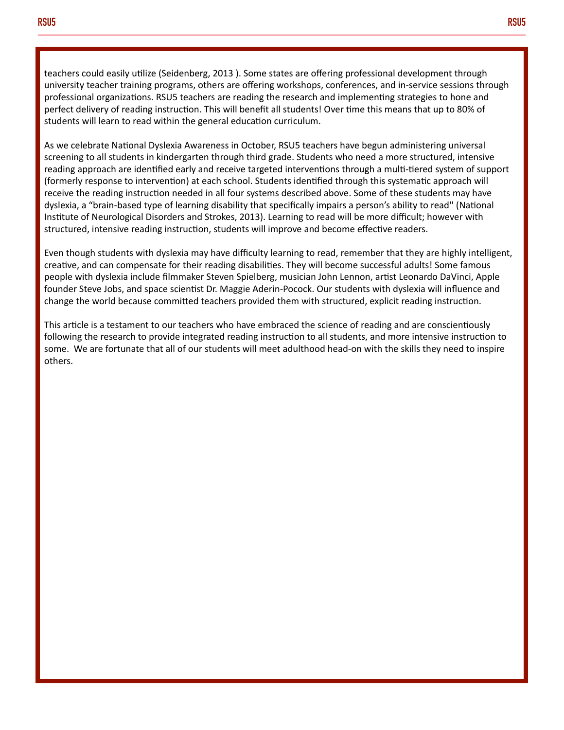teachers could easily utilize (Seidenberg, 2013 ). Some states are offering professional development through university teacher training programs, others are offering workshops, conferences, and in-service sessions through professional organizations. RSU5 teachers are reading the research and implementing strategies to hone and perfect delivery of reading instruction. This will benefit all students! Over time this means that up to 80% of students will learn to read within the general education curriculum.

As we celebrate National Dyslexia Awareness in October, RSU5 teachers have begun administering universal screening to all students in kindergarten through third grade. Students who need a more structured, intensive reading approach are identified early and receive targeted interventions through a multi-tiered system of support (formerly response to intervention) at each school. Students identified through this systematic approach will receive the reading instruction needed in all four systems described above. Some of these students may have dyslexia, a "brain-based type of learning disability that specifically impairs a person's ability to read'' (National Institute of Neurological Disorders and Strokes, 2013). Learning to read will be more difficult; however with structured, intensive reading instruction, students will improve and become effective readers.

Even though students with dyslexia may have difficulty learning to read, remember that they are highly intelligent, creative, and can compensate for their reading disabilities. They will become successful adults! Some famous people with dyslexia include filmmaker Steven Spielberg, musician John Lennon, artist Leonardo DaVinci, Apple founder Steve Jobs, and space scientist Dr. Maggie Aderin-Pocock. Our students with dyslexia will influence and change the world because committed teachers provided them with structured, explicit reading instruction.

This article is a testament to our teachers who have embraced the science of reading and are conscientiously following the research to provide integrated reading instruction to all students, and more intensive instruction to some. We are fortunate that all of our students will meet adulthood head-on with the skills they need to inspire others.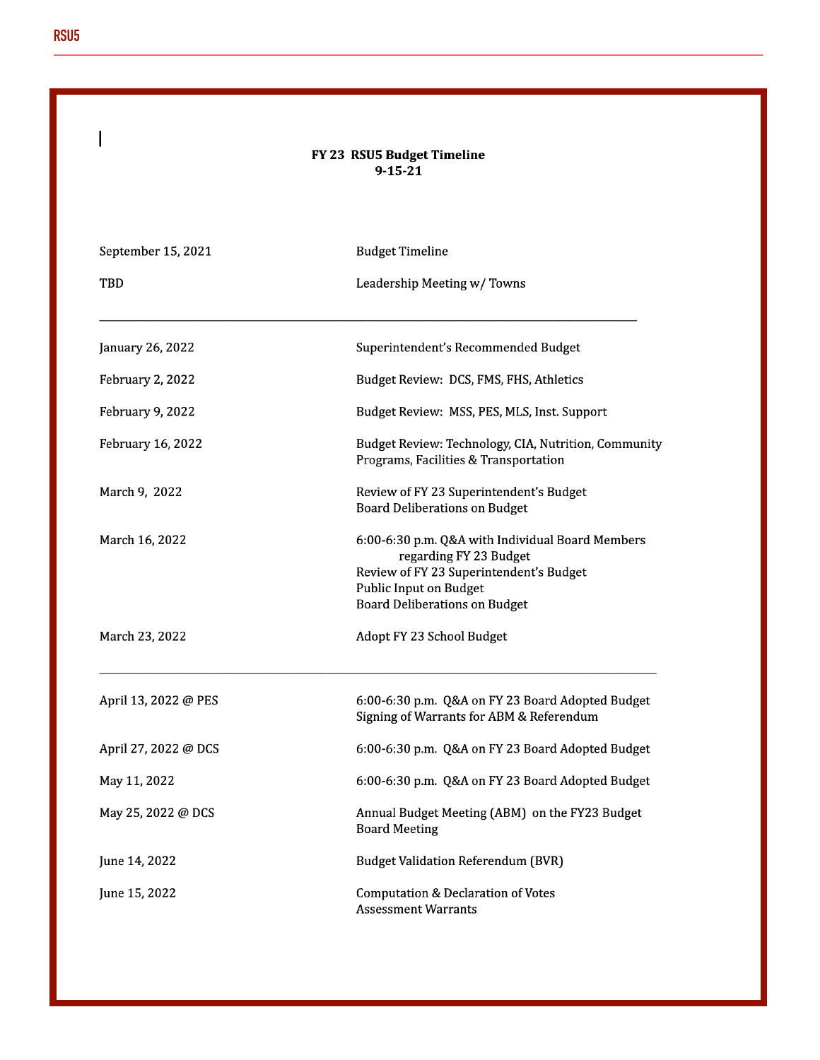**FY 23 RSU5 Budget Timeline**
**9-15-21**

| | |
|---|---|
| September 15, 2021 | Budget Timeline |
| TBD | Leadership Meeting w/ Towns |

---

| | |
|---|---|
| January 26, 2022 | Superintendent's Recommended Budget |
| February 2, 2022 | Budget Review: DCS, FMS, FHS, Athletics |
| February 9, 2022 | Budget Review: MSS, PES, MLS, Inst. Support |
| February 16, 2022 | Budget Review: Technology, CIA, Nutrition, Community Programs, Facilities & Transportation |
| March 9, 2022 | Review of FY 23 Superintendent's Budget<br>Board Deliberations on Budget |
| March 16, 2022 | 6:00-6:30 p.m. Q&A with Individual Board Members regarding FY 23 Budget<br>Review of FY 23 Superintendent's Budget<br>Public Input on Budget<br>Board Deliberations on Budget |
| March 23, 2022 | Adopt FY 23 School Budget |

---

| | |
|---|---|
| April 13, 2022 @ PES | 6:00-6:30 p.m. Q&A on FY 23 Board Adopted Budget<br>Signing of Warrants for ABM & Referendum |
| April 27, 2022 @ DCS | 6:00-6:30 p.m. Q&A on FY 23 Board Adopted Budget |
| May 11, 2022 | 6:00-6:30 p.m. Q&A on FY 23 Board Adopted Budget |
| May 25, 2022 @ DCS | Annual Budget Meeting (ABM) on the FY23 Budget<br>Board Meeting |
| June 14, 2022 | Budget Validation Referendum (BVR) |
| June 15, 2022 | Computation & Declaration of Votes<br>Assessment Warrants |